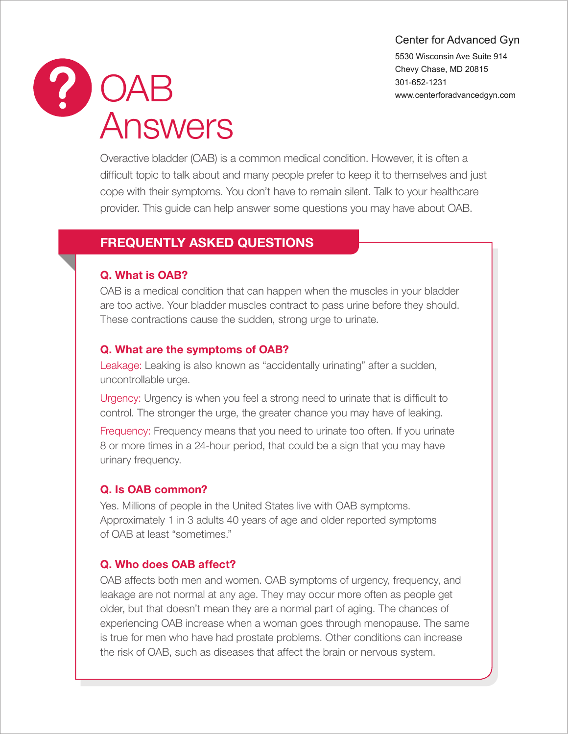Center for Advanced Gyn
5530 Wisconsin Ave Suite 914
Chevy Chase, MD 20815
301-652-1231
www.centerforadvancedgyn.com

# OAB Answers

Overactive bladder (OAB) is a common medical condition. However, it is often a difficult topic to talk about and many people prefer to keep it to themselves and just cope with their symptoms. You don't have to remain silent. Talk to your healthcare provider. This guide can help answer some questions you may have about OAB.

## FREQUENTLY ASKED QUESTIONS

### Q. What is OAB?

OAB is a medical condition that can happen when the muscles in your bladder are too active. Your bladder muscles contract to pass urine before they should. These contractions cause the sudden, strong urge to urinate.

### Q. What are the symptoms of OAB?

Leakage: Leaking is also known as "accidentally urinating" after a sudden, uncontrollable urge.

Urgency: Urgency is when you feel a strong need to urinate that is difficult to control. The stronger the urge, the greater chance you may have of leaking.

Frequency: Frequency means that you need to urinate too often. If you urinate 8 or more times in a 24-hour period, that could be a sign that you may have urinary frequency.

### Q. Is OAB common?

Yes. Millions of people in the United States live with OAB symptoms. Approximately 1 in 3 adults 40 years of age and older reported symptoms of OAB at least "sometimes."

### Q. Who does OAB affect?

OAB affects both men and women. OAB symptoms of urgency, frequency, and leakage are not normal at any age. They may occur more often as people get older, but that doesn't mean they are a normal part of aging. The chances of experiencing OAB increase when a woman goes through menopause. The same is true for men who have had prostate problems. Other conditions can increase the risk of OAB, such as diseases that affect the brain or nervous system.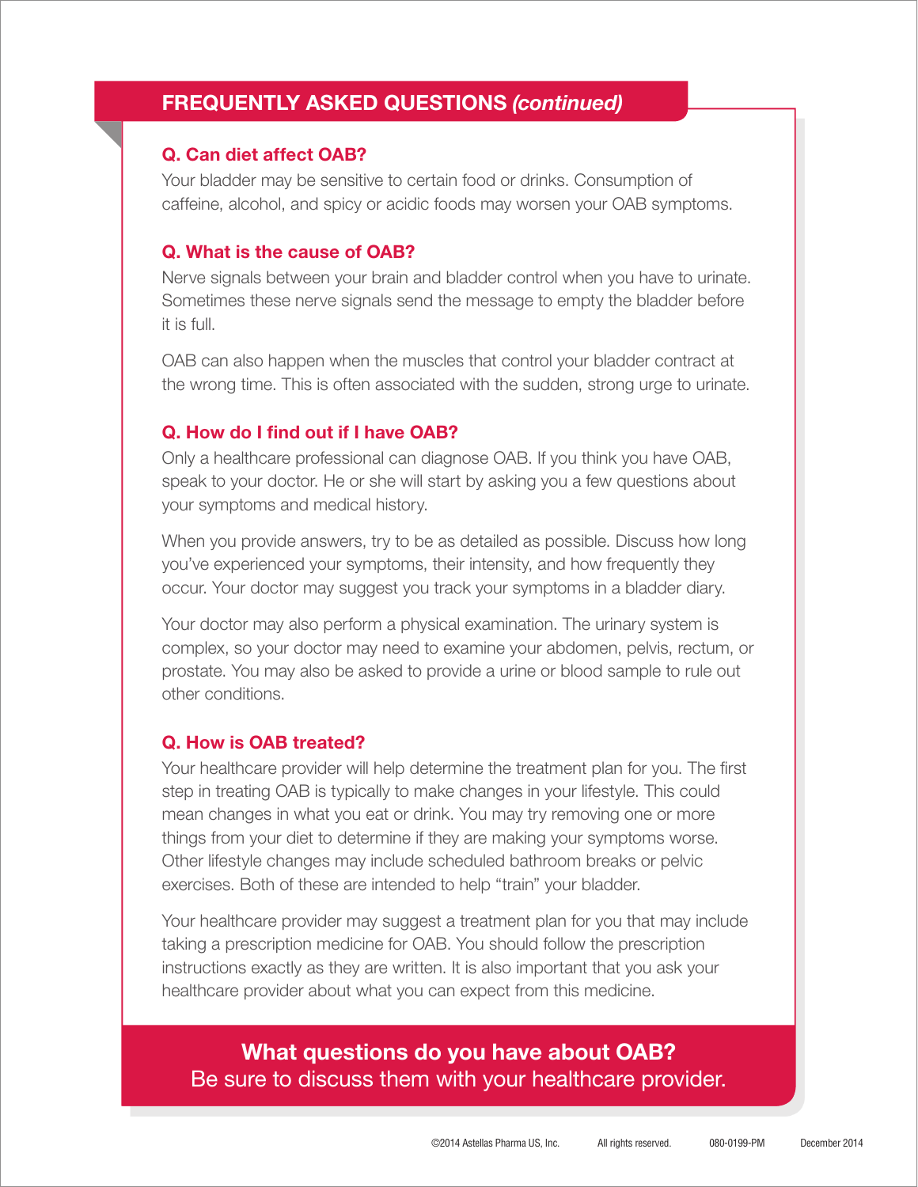## FREQUENTLY ASKED QUESTIONS *(continued)*

### Q. Can diet affect OAB?

Your bladder may be sensitive to certain food or drinks. Consumption of caffeine, alcohol, and spicy or acidic foods may worsen your OAB symptoms.

### Q. What is the cause of OAB?

Nerve signals between your brain and bladder control when you have to urinate. Sometimes these nerve signals send the message to empty the bladder before it is full.

OAB can also happen when the muscles that control your bladder contract at the wrong time. This is often associated with the sudden, strong urge to urinate.

### Q. How do I find out if I have OAB?

Only a healthcare professional can diagnose OAB. If you think you have OAB, speak to your doctor. He or she will start by asking you a few questions about your symptoms and medical history.

When you provide answers, try to be as detailed as possible. Discuss how long you've experienced your symptoms, their intensity, and how frequently they occur. Your doctor may suggest you track your symptoms in a bladder diary.

Your doctor may also perform a physical examination. The urinary system is complex, so your doctor may need to examine your abdomen, pelvis, rectum, or prostate. You may also be asked to provide a urine or blood sample to rule out other conditions.

### Q. How is OAB treated?

Your healthcare provider will help determine the treatment plan for you. The first step in treating OAB is typically to make changes in your lifestyle. This could mean changes in what you eat or drink. You may try removing one or more things from your diet to determine if they are making your symptoms worse. Other lifestyle changes may include scheduled bathroom breaks or pelvic exercises. Both of these are intended to help "train" your bladder.

Your healthcare provider may suggest a treatment plan for you that may include taking a prescription medicine for OAB. You should follow the prescription instructions exactly as they are written. It is also important that you ask your healthcare provider about what you can expect from this medicine.

**What questions do you have about OAB?**
Be sure to discuss them with your healthcare provider.

©2014 Astellas Pharma US, Inc. All rights reserved. 080-0199-PM December 2014